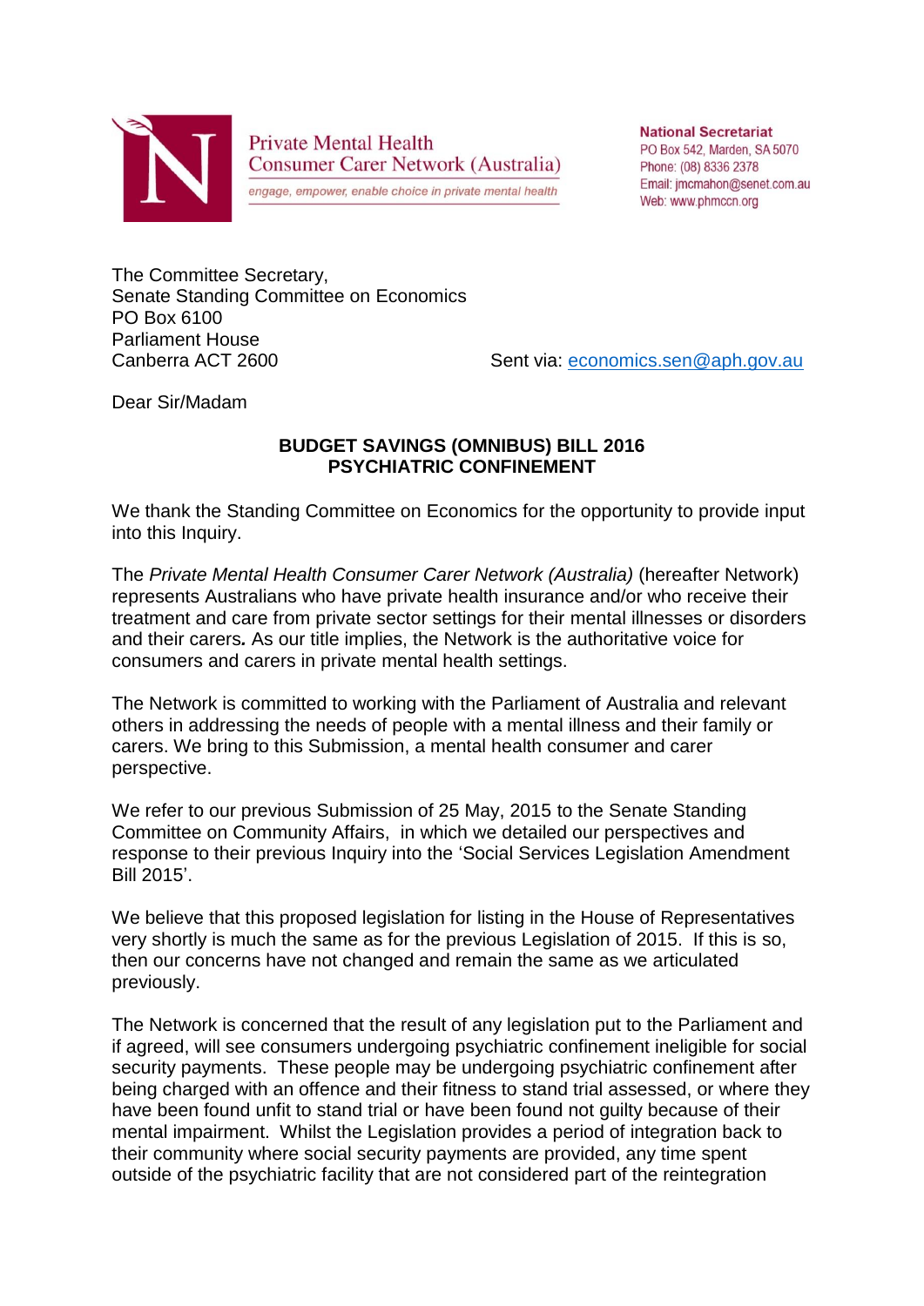Private Mental Health
Consumer Carer Network (Australia)
*engage, empower, enable choice in private mental health*

**National Secretariat**
PO Box 542, Marden, SA 5070
Phone: (08) 8336 2378
Email: jmcmahon@senet.com.au
Web: www.phmccn.org

The Committee Secretary,
Senate Standing Committee on Economics
PO Box 6100
Parliament House
Canberra ACT 2600

Sent via: economics.sen@aph.gov.au

Dear Sir/Madam

**BUDGET SAVINGS (OMNIBUS) BILL 2016**
**PSYCHIATRIC CONFINEMENT**

We thank the Standing Committee on Economics for the opportunity to provide input into this Inquiry.

The *Private Mental Health Consumer Carer Network (Australia)* (hereafter Network) represents Australians who have private health insurance and/or who receive their treatment and care from private sector settings for their mental illnesses or disorders and their carers**.** As our title implies, the Network is the authoritative voice for consumers and carers in private mental health settings.

The Network is committed to working with the Parliament of Australia and relevant others in addressing the needs of people with a mental illness and their family or carers. We bring to this Submission, a mental health consumer and carer perspective.

We refer to our previous Submission of 25 May, 2015 to the Senate Standing Committee on Community Affairs, in which we detailed our perspectives and response to their previous Inquiry into the 'Social Services Legislation Amendment Bill 2015'.

We believe that this proposed legislation for listing in the House of Representatives very shortly is much the same as for the previous Legislation of 2015. If this is so, then our concerns have not changed and remain the same as we articulated previously.

The Network is concerned that the result of any legislation put to the Parliament and if agreed, will see consumers undergoing psychiatric confinement ineligible for social security payments. These people may be undergoing psychiatric confinement after being charged with an offence and their fitness to stand trial assessed, or where they have been found unfit to stand trial or have been found not guilty because of their mental impairment. Whilst the Legislation provides a period of integration back to their community where social security payments are provided, any time spent outside of the psychiatric facility that are not considered part of the reintegration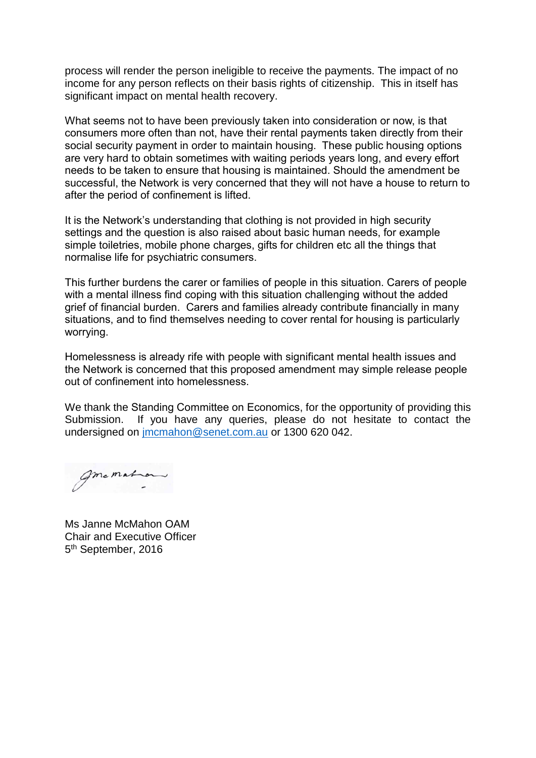process will render the person ineligible to receive the payments. The impact of no income for any person reflects on their basis rights of citizenship. This in itself has significant impact on mental health recovery.

What seems not to have been previously taken into consideration or now, is that consumers more often than not, have their rental payments taken directly from their social security payment in order to maintain housing. These public housing options are very hard to obtain sometimes with waiting periods years long, and every effort needs to be taken to ensure that housing is maintained. Should the amendment be successful, the Network is very concerned that they will not have a house to return to after the period of confinement is lifted.

It is the Network's understanding that clothing is not provided in high security settings and the question is also raised about basic human needs, for example simple toiletries, mobile phone charges, gifts for children etc all the things that normalise life for psychiatric consumers.

This further burdens the carer or families of people in this situation. Carers of people with a mental illness find coping with this situation challenging without the added grief of financial burden. Carers and families already contribute financially in many situations, and to find themselves needing to cover rental for housing is particularly worrying.

Homelessness is already rife with people with significant mental health issues and the Network is concerned that this proposed amendment may simple release people out of confinement into homelessness.

We thank the Standing Committee on Economics, for the opportunity of providing this Submission. If you have any queries, please do not hesitate to contact the undersigned on jmcmahon@senet.com.au or 1300 620 042.

Ms Janne McMahon OAM
Chair and Executive Officer
5th September, 2016